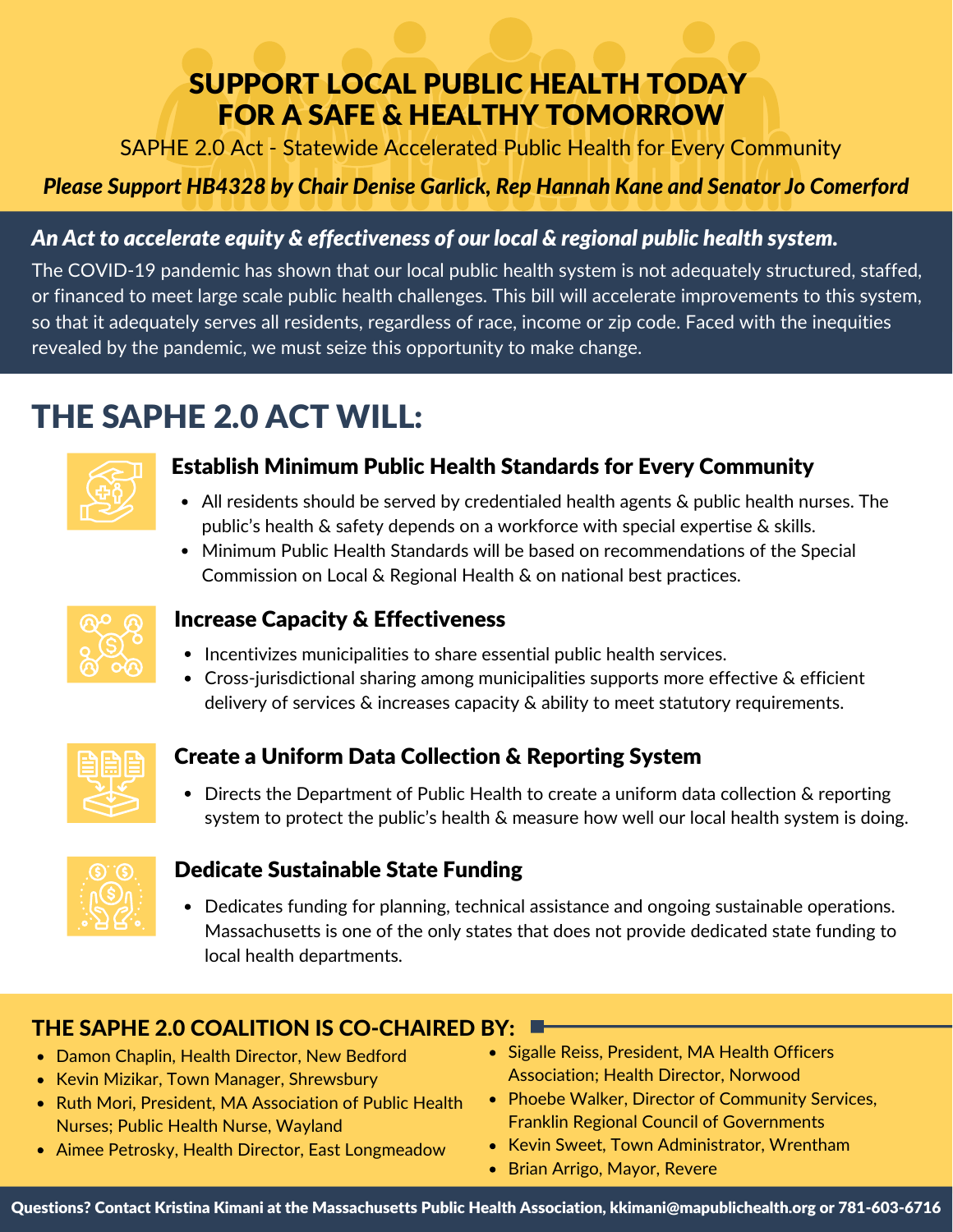# SUPPORT LOCAL PUBLIC HEALTH TODAY FOR A SAFE & HEALTHY TOMORROW

SAPHE 2.0 Act - Statewide Accelerated Public Health for Every Community

***Please Support HB4328 by Chair Denise Garlick, Rep Hannah Kane and Senator Jo Comerford***

***An Act to accelerate equity & effectiveness of our local & regional public health system.***

The COVID-19 pandemic has shown that our local public health system is not adequately structured, staffed, or financed to meet large scale public health challenges. This bill will accelerate improvements to this system, so that it adequately serves all residents, regardless of race, income or zip code. Faced with the inequities revealed by the pandemic, we must seize this opportunity to make change.

## THE SAPHE 2.0 ACT WILL:

### Establish Minimum Public Health Standards for Every Community

- All residents should be served by credentialed health agents & public health nurses. The public's health & safety depends on a workforce with special expertise & skills.
- Minimum Public Health Standards will be based on recommendations of the Special Commission on Local & Regional Health & on national best practices.

### Increase Capacity & Effectiveness

- Incentivizes municipalities to share essential public health services.
- Cross-jurisdictional sharing among municipalities supports more effective & efficient delivery of services & increases capacity & ability to meet statutory requirements.

### Create a Uniform Data Collection & Reporting System

- Directs the Department of Public Health to create a uniform data collection & reporting system to protect the public's health & measure how well our local health system is doing.

### Dedicate Sustainable State Funding

- Dedicates funding for planning, technical assistance and ongoing sustainable operations. Massachusetts is one of the only states that does not provide dedicated state funding to local health departments.

### THE SAPHE 2.0 COALITION IS CO-CHAIRED BY:

- Damon Chaplin, Health Director, New Bedford
- Kevin Mizikar, Town Manager, Shrewsbury
- Ruth Mori, President, MA Association of Public Health Nurses; Public Health Nurse, Wayland
- Aimee Petrosky, Health Director, East Longmeadow
- Sigalle Reiss, President, MA Health Officers Association; Health Director, Norwood
- Phoebe Walker, Director of Community Services, Franklin Regional Council of Governments
- Kevin Sweet, Town Administrator, Wrentham
- Brian Arrigo, Mayor, Revere

**Questions? Contact Kristina Kimani at the Massachusetts Public Health Association, kkimani@mapublichealth.org or 781-603-6716**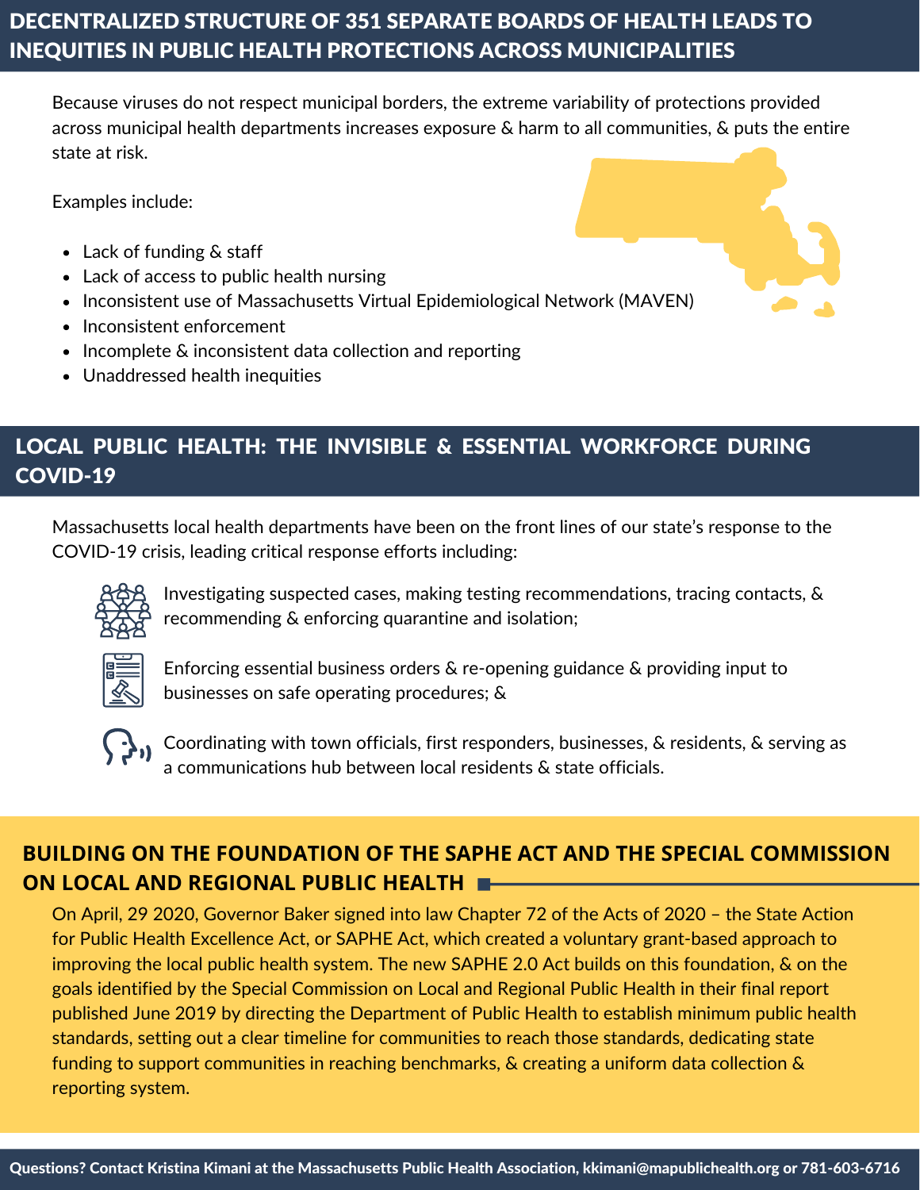## DECENTRALIZED STRUCTURE OF 351 SEPARATE BOARDS OF HEALTH LEADS TO INEQUITIES IN PUBLIC HEALTH PROTECTIONS ACROSS MUNICIPALITIES

Because viruses do not respect municipal borders, the extreme variability of protections provided across municipal health departments increases exposure & harm to all communities, & puts the entire state at risk.

Examples include:

- Lack of funding & staff
- Lack of access to public health nursing
- Inconsistent use of Massachusetts Virtual Epidemiological Network (MAVEN)
- Inconsistent enforcement
- Incomplete & inconsistent data collection and reporting
- Unaddressed health inequities

## LOCAL PUBLIC HEALTH: THE INVISIBLE & ESSENTIAL WORKFORCE DURING COVID-19

Massachusetts local health departments have been on the front lines of our state's response to the COVID-19 crisis, leading critical response efforts including:

- Investigating suspected cases, making testing recommendations, tracing contacts, & recommending & enforcing quarantine and isolation;
- Enforcing essential business orders & re-opening guidance & providing input to businesses on safe operating procedures; &
- Coordinating with town officials, first responders, businesses, & residents, & serving as a communications hub between local residents & state officials.

## BUILDING ON THE FOUNDATION OF THE SAPHE ACT AND THE SPECIAL COMMISSION ON LOCAL AND REGIONAL PUBLIC HEALTH

On April, 29 2020, Governor Baker signed into law Chapter 72 of the Acts of 2020 – the State Action for Public Health Excellence Act, or SAPHE Act, which created a voluntary grant-based approach to improving the local public health system. The new SAPHE 2.0 Act builds on this foundation, & on the goals identified by the Special Commission on Local and Regional Public Health in their final report published June 2019 by directing the Department of Public Health to establish minimum public health standards, setting out a clear timeline for communities to reach those standards, dedicating state funding to support communities in reaching benchmarks, & creating a uniform data collection & reporting system.

**Questions? Contact Kristina Kimani at the Massachusetts Public Health Association, kkimani@mapublichealth.org or 781-603-6716**